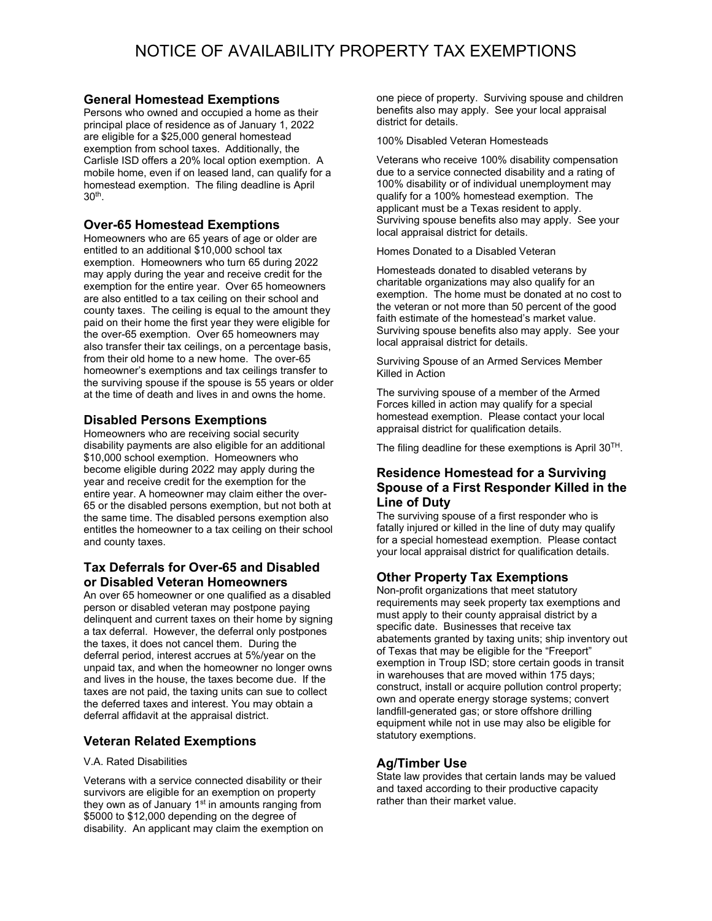# NOTICE OF AVAILABILITY PROPERTY TAX EXEMPTIONS

## General Homestead Exemptions

Persons who owned and occupied a home as their principal place of residence as of January 1, 2022 are eligible for a $25,000 general homestead exemption from school taxes. Additionally, the Carlisle ISD offers a 20% local option exemption. A mobile home, even if on leased land, can qualify for a homestead exemption. The filing deadline is April 30th.

## Over-65 Homestead Exemptions

Homeowners who are 65 years of age or older are entitled to an additional $10,000 school tax exemption. Homeowners who turn 65 during 2022 may apply during the year and receive credit for the exemption for the entire year. Over 65 homeowners are also entitled to a tax ceiling on their school and county taxes. The ceiling is equal to the amount they paid on their home the first year they were eligible for the over-65 exemption. Over 65 homeowners may also transfer their tax ceilings, on a percentage basis, from their old home to a new home. The over-65 homeowner's exemptions and tax ceilings transfer to the surviving spouse if the spouse is 55 years or older at the time of death and lives in and owns the home.

## Disabled Persons Exemptions

Homeowners who are receiving social security disability payments are also eligible for an additional $10,000 school exemption. Homeowners who become eligible during 2022 may apply during the year and receive credit for the exemption for the entire year. A homeowner may claim either the over-65 or the disabled persons exemption, but not both at the same time. The disabled persons exemption also entitles the homeowner to a tax ceiling on their school and county taxes.

## Tax Deferrals for Over-65 and Disabled or Disabled Veteran Homeowners

An over 65 homeowner or one qualified as a disabled person or disabled veteran may postpone paying delinquent and current taxes on their home by signing a tax deferral. However, the deferral only postpones the taxes, it does not cancel them. During the deferral period, interest accrues at 5%/year on the unpaid tax, and when the homeowner no longer owns and lives in the house, the taxes become due. If the taxes are not paid, the taxing units can sue to collect the deferred taxes and interest. You may obtain a deferral affidavit at the appraisal district.

## Veteran Related Exemptions

V.A. Rated Disabilities

Veterans with a service connected disability or their survivors are eligible for an exemption on property they own as of January 1st in amounts ranging from $5000 to $12,000 depending on the degree of disability. An applicant may claim the exemption on one piece of property. Surviving spouse and children benefits also may apply. See your local appraisal district for details.

100% Disabled Veteran Homesteads

Veterans who receive 100% disability compensation due to a service connected disability and a rating of 100% disability or of individual unemployment may qualify for a 100% homestead exemption. The applicant must be a Texas resident to apply. Surviving spouse benefits also may apply. See your local appraisal district for details.

Homes Donated to a Disabled Veteran

Homesteads donated to disabled veterans by charitable organizations may also qualify for an exemption. The home must be donated at no cost to the veteran or not more than 50 percent of the good faith estimate of the homestead's market value. Surviving spouse benefits also may apply. See your local appraisal district for details.

Surviving Spouse of an Armed Services Member Killed in Action

The surviving spouse of a member of the Armed Forces killed in action may qualify for a special homestead exemption. Please contact your local appraisal district for qualification details.

The filing deadline for these exemptions is April 30TH.

## Residence Homestead for a Surviving Spouse of a First Responder Killed in the Line of Duty

The surviving spouse of a first responder who is fatally injured or killed in the line of duty may qualify for a special homestead exemption. Please contact your local appraisal district for qualification details.

## Other Property Tax Exemptions

Non-profit organizations that meet statutory requirements may seek property tax exemptions and must apply to their county appraisal district by a specific date. Businesses that receive tax abatements granted by taxing units; ship inventory out of Texas that may be eligible for the "Freeport" exemption in Troup ISD; store certain goods in transit in warehouses that are moved within 175 days; construct, install or acquire pollution control property; own and operate energy storage systems; convert landfill-generated gas; or store offshore drilling equipment while not in use may also be eligible for statutory exemptions.

## Ag/Timber Use

State law provides that certain lands may be valued and taxed according to their productive capacity rather than their market value.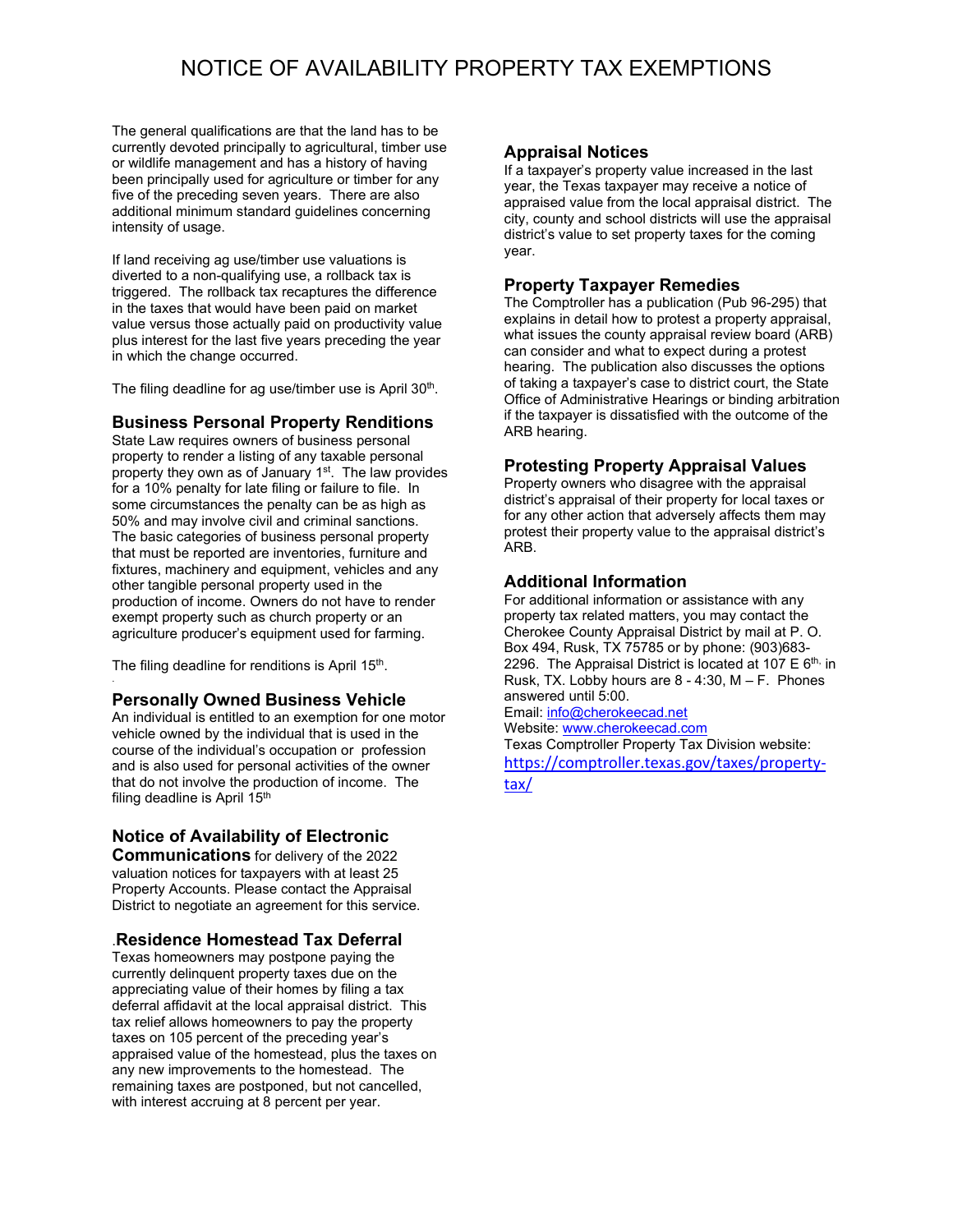# NOTICE OF AVAILABILITY PROPERTY TAX EXEMPTIONS

The general qualifications are that the land has to be currently devoted principally to agricultural, timber use or wildlife management and has a history of having been principally used for agriculture or timber for any five of the preceding seven years. There are also additional minimum standard guidelines concerning intensity of usage.

If land receiving ag use/timber use valuations is diverted to a non-qualifying use, a rollback tax is triggered. The rollback tax recaptures the difference in the taxes that would have been paid on market value versus those actually paid on productivity value plus interest for the last five years preceding the year in which the change occurred.

The filing deadline for ag use/timber use is April 30th.

## Business Personal Property Renditions

State Law requires owners of business personal property to render a listing of any taxable personal property they own as of January 1st. The law provides for a 10% penalty for late filing or failure to file. In some circumstances the penalty can be as high as 50% and may involve civil and criminal sanctions. The basic categories of business personal property that must be reported are inventories, furniture and fixtures, machinery and equipment, vehicles and any other tangible personal property used in the production of income. Owners do not have to render exempt property such as church property or an agriculture producer's equipment used for farming.

The filing deadline for renditions is April 15th.

## Personally Owned Business Vehicle

An individual is entitled to an exemption for one motor vehicle owned by the individual that is used in the course of the individual's occupation or profession and is also used for personal activities of the owner that do not involve the production of income. The filing deadline is April 15th

## Notice of Availability of Electronic Communications

for delivery of the 2022 valuation notices for taxpayers with at least 25 Property Accounts. Please contact the Appraisal District to negotiate an agreement for this service.

## .Residence Homestead Tax Deferral

Texas homeowners may postpone paying the currently delinquent property taxes due on the appreciating value of their homes by filing a tax deferral affidavit at the local appraisal district. This tax relief allows homeowners to pay the property taxes on 105 percent of the preceding year's appraised value of the homestead, plus the taxes on any new improvements to the homestead. The remaining taxes are postponed, but not cancelled, with interest accruing at 8 percent per year.

## Appraisal Notices

If a taxpayer's property value increased in the last year, the Texas taxpayer may receive a notice of appraised value from the local appraisal district. The city, county and school districts will use the appraisal district's value to set property taxes for the coming year.

## Property Taxpayer Remedies

The Comptroller has a publication (Pub 96-295) that explains in detail how to protest a property appraisal, what issues the county appraisal review board (ARB) can consider and what to expect during a protest hearing. The publication also discusses the options of taking a taxpayer's case to district court, the State Office of Administrative Hearings or binding arbitration if the taxpayer is dissatisfied with the outcome of the ARB hearing.

## Protesting Property Appraisal Values

Property owners who disagree with the appraisal district's appraisal of their property for local taxes or for any other action that adversely affects them may protest their property value to the appraisal district's ARB.

## Additional Information

For additional information or assistance with any property tax related matters, you may contact the Cherokee County Appraisal District by mail at P. O. Box 494, Rusk, TX 75785 or by phone: (903)683-2296. The Appraisal District is located at 107 E 6th, in Rusk, TX. Lobby hours are 8 - 4:30, M – F. Phones answered until 5:00.

Email: info@cherokeecad.net

Website: www.cherokeecad.com

Texas Comptroller Property Tax Division website: https://comptroller.texas.gov/taxes/property-tax/